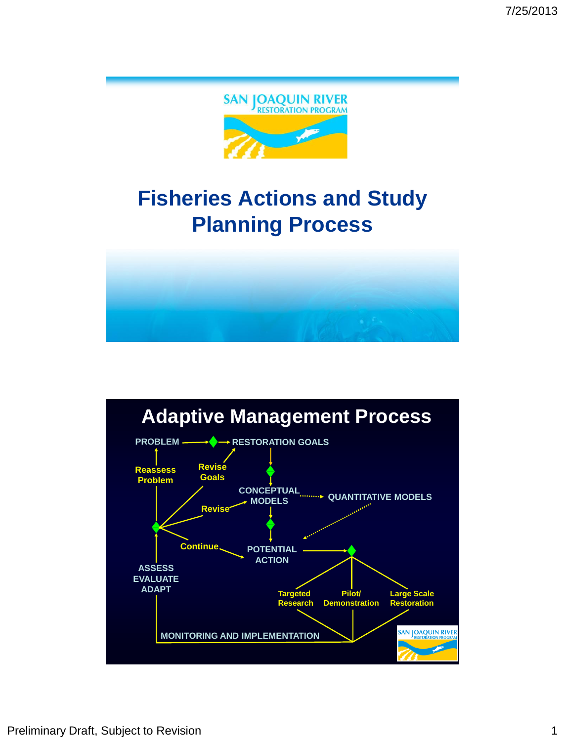SAN JOAQUIN RIVER
RESTORATION PROGRAM

# Fisheries Actions and Study Planning Process

## Adaptive Management Process

PROBLEM → RESTORATION GOALS

Reassess Problem

Revise Goals

CONCEPTUAL MODELS → QUANTITATIVE MODELS

Revise

Continue

POTENTIAL ACTION

ASSESS
EVALUATE
ADAPT

Targeted Research

Pilot/ Demonstration

Large Scale Restoration

MONITORING AND IMPLEMENTATION

SAN JOAQUIN RIVER
RESTORATION PROGRAM

Preliminary Draft, Subject to Revision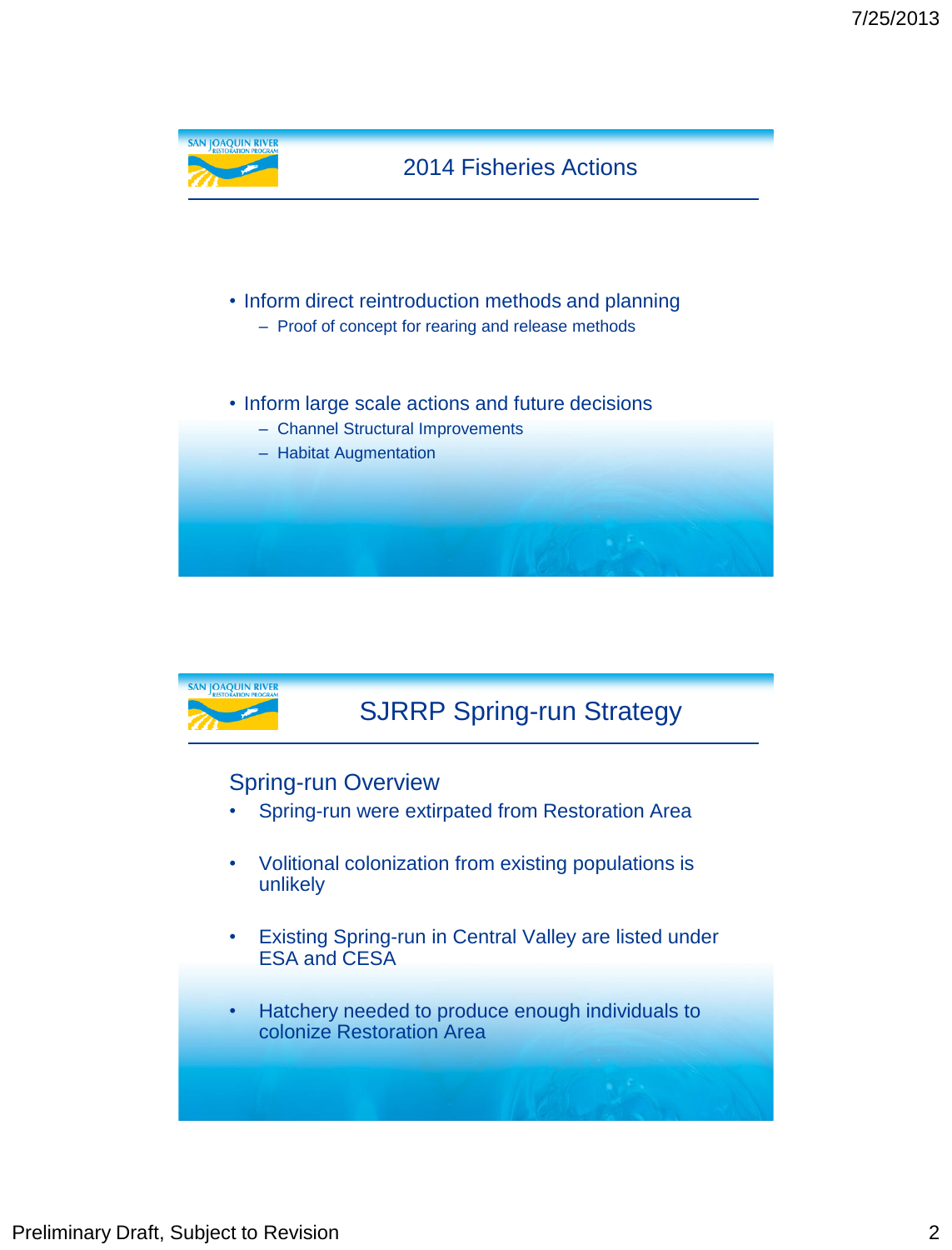## 2014 Fisheries Actions

- Inform direct reintroduction methods and planning
  - Proof of concept for rearing and release methods
- Inform large scale actions and future decisions
  - Channel Structural Improvements
  - Habitat Augmentation

## SJRRP Spring-run Strategy

### Spring-run Overview

- Spring-run were extirpated from Restoration Area
- Volitional colonization from existing populations is unlikely
- Existing Spring-run in Central Valley are listed under ESA and CESA
- Hatchery needed to produce enough individuals to colonize Restoration Area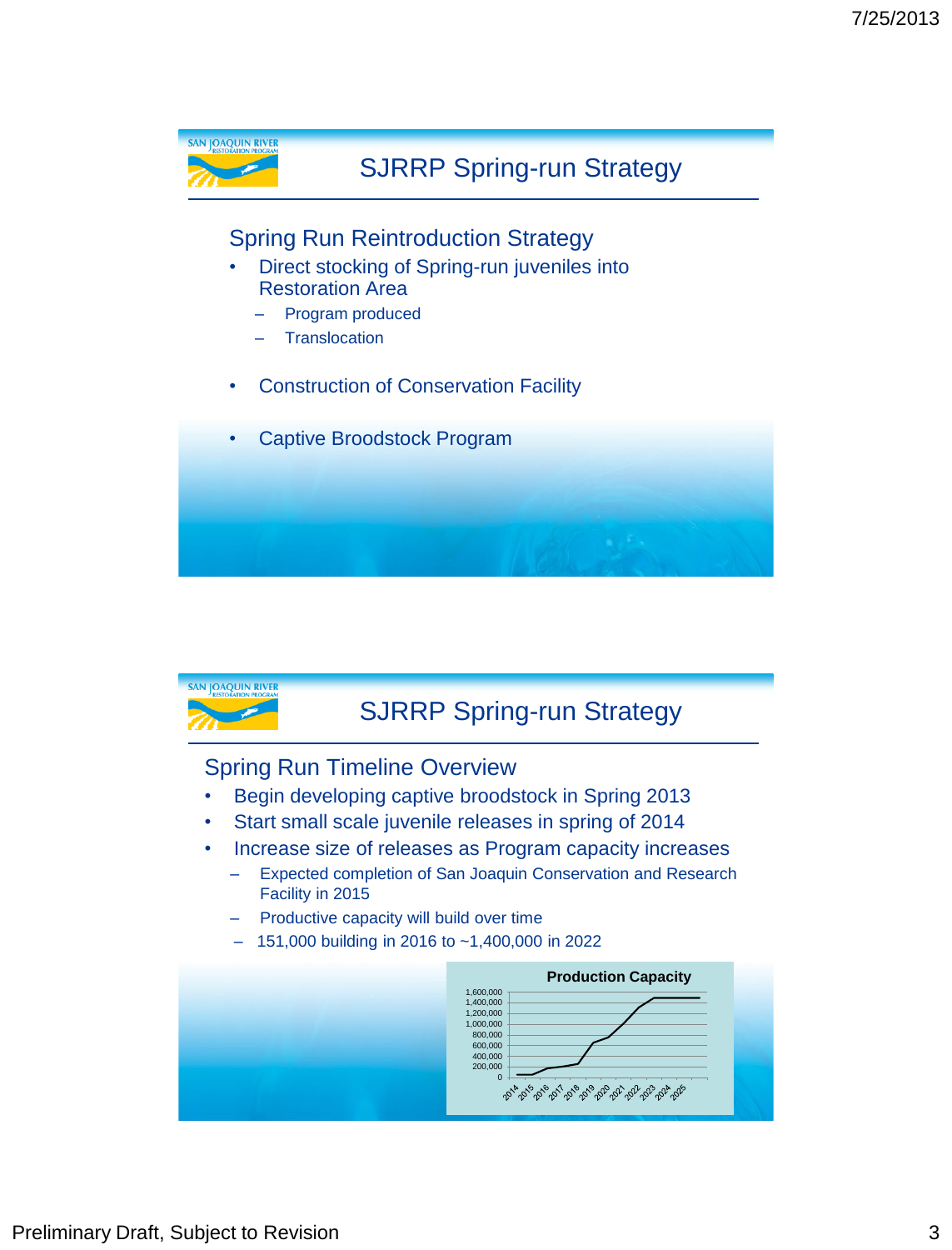## SJRRP Spring-run Strategy

### Spring Run Reintroduction Strategy

- Direct stocking of Spring-run juveniles into Restoration Area
  - Program produced
  - Translocation
- Construction of Conservation Facility
- Captive Broodstock Program

## SJRRP Spring-run Strategy

### Spring Run Timeline Overview

- Begin developing captive broodstock in Spring 2013
- Start small scale juvenile releases in spring of 2014
- Increase size of releases as Program capacity increases
  - Expected completion of San Joaquin Conservation and Research Facility in 2015
  - Productive capacity will build over time
  - 151,000 building in 2016 to ~1,400,000 in 2022

**Production Capacity**

(Chart: y-axis 0 to 1,600,000; x-axis 2014–2025)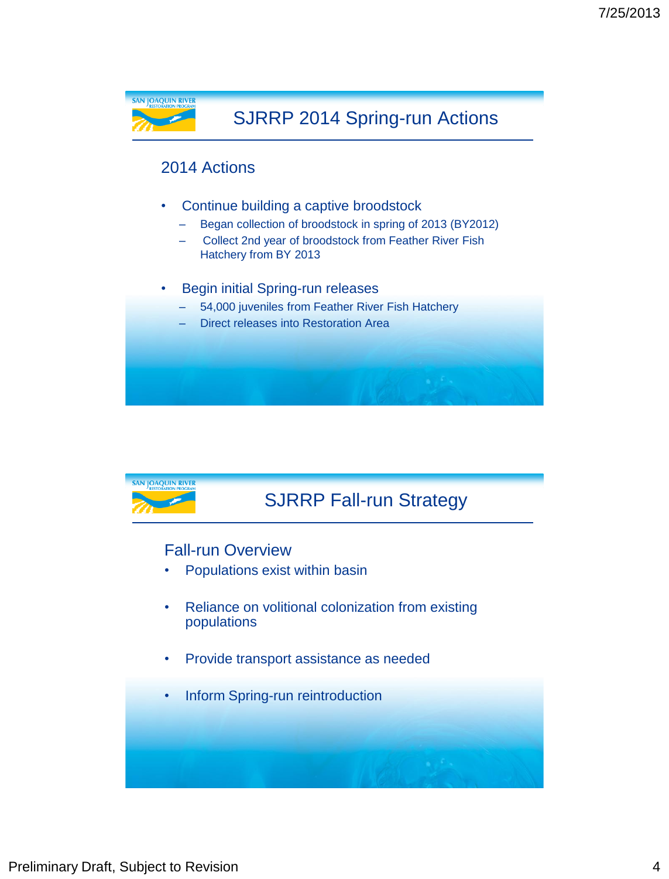## SJRRP 2014 Spring-run Actions

### 2014 Actions

- Continue building a captive broodstock
  - Began collection of broodstock in spring of 2013 (BY2012)
  - Collect 2nd year of broodstock from Feather River Fish Hatchery from BY 2013
- Begin initial Spring-run releases
  - 54,000 juveniles from Feather River Fish Hatchery
  - Direct releases into Restoration Area

## SJRRP Fall-run Strategy

### Fall-run Overview

- Populations exist within basin
- Reliance on volitional colonization from existing populations
- Provide transport assistance as needed
- Inform Spring-run reintroduction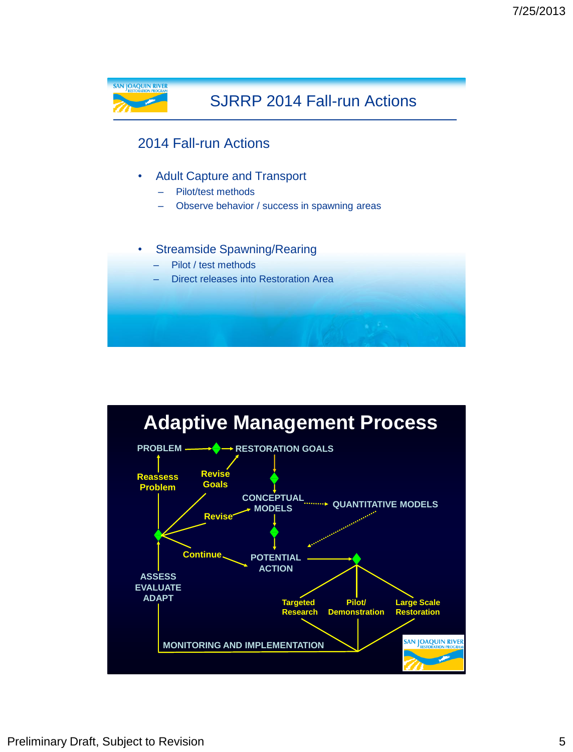## SJRRP 2014 Fall-run Actions

### 2014 Fall-run Actions

- Adult Capture and Transport
  - Pilot/test methods
  - Observe behavior / success in spawning areas
- Streamside Spawning/Rearing
  - Pilot / test methods
  - Direct releases into Restoration Area

## Adaptive Management Process

PROBLEM → RESTORATION GOALS

RESTORATION GOALS → CONCEPTUAL MODELS → QUANTITATIVE MODELS

CONCEPTUAL MODELS → POTENTIAL ACTION

QUANTITATIVE MODELS → POTENTIAL ACTION

POTENTIAL ACTION → Targeted Research / Pilot/ Demonstration / Large Scale Restoration

MONITORING AND IMPLEMENTATION → ASSESS EVALUATE ADAPT

ASSESS EVALUATE ADAPT → Reassess Problem / Revise Goals / Revise / Continue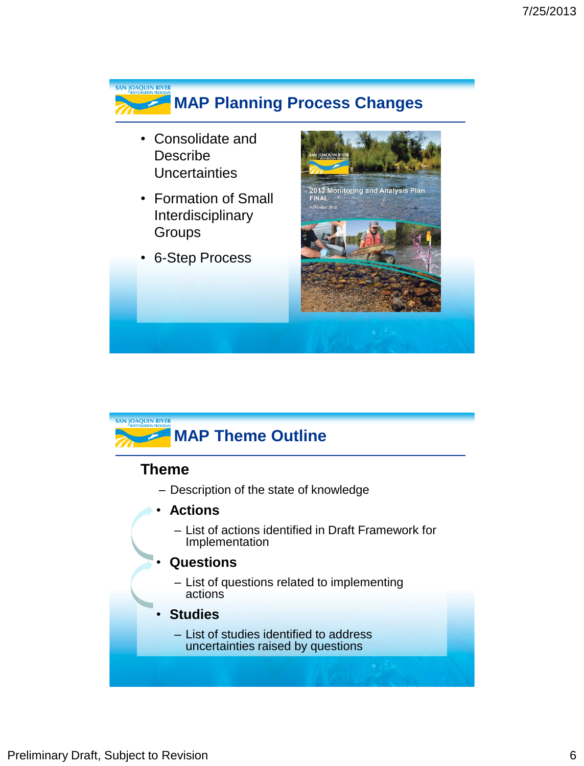## MAP Planning Process Changes

- Consolidate and Describe Uncertainties
- Formation of Small Interdisciplinary Groups
- 6-Step Process

## MAP Theme Outline

**Theme**

– Description of the state of knowledge

- **Actions**
  – List of actions identified in Draft Framework for Implementation
- **Questions**
  – List of questions related to implementing actions
- **Studies**
  – List of studies identified to address uncertainties raised by questions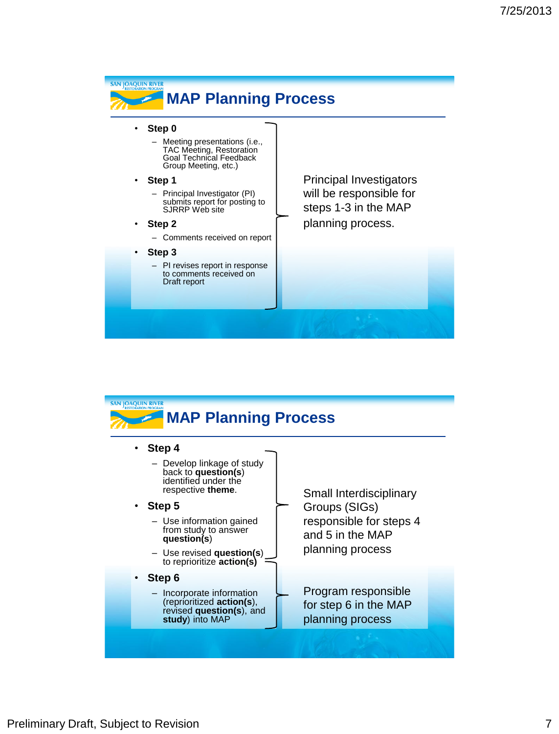## MAP Planning Process

- **Step 0**
  - Meeting presentations (i.e., TAC Meeting, Restoration Goal Technical Feedback Group Meeting, etc.)
- **Step 1**
  - Principal Investigator (PI) submits report for posting to SJRRP Web site
- **Step 2**
  - Comments received on report
- **Step 3**
  - PI revises report in response to comments received on Draft report

Principal Investigators will be responsible for steps 1-3 in the MAP planning process.

## MAP Planning Process

- **Step 4**
  - Develop linkage of study back to **question(s)** identified under the respective **theme**.
- **Step 5**
  - Use information gained from study to answer **question(s)**
  - Use revised **question(s)** to reprioritize **action(s)**
- **Step 6**
  - Incorporate information (reprioritized **action(s)**, revised **question(s)**, and **study**) into MAP

Small Interdisciplinary Groups (SIGs) responsible for steps 4 and 5 in the MAP planning process

Program responsible for step 6 in the MAP planning process

Preliminary Draft, Subject to Revision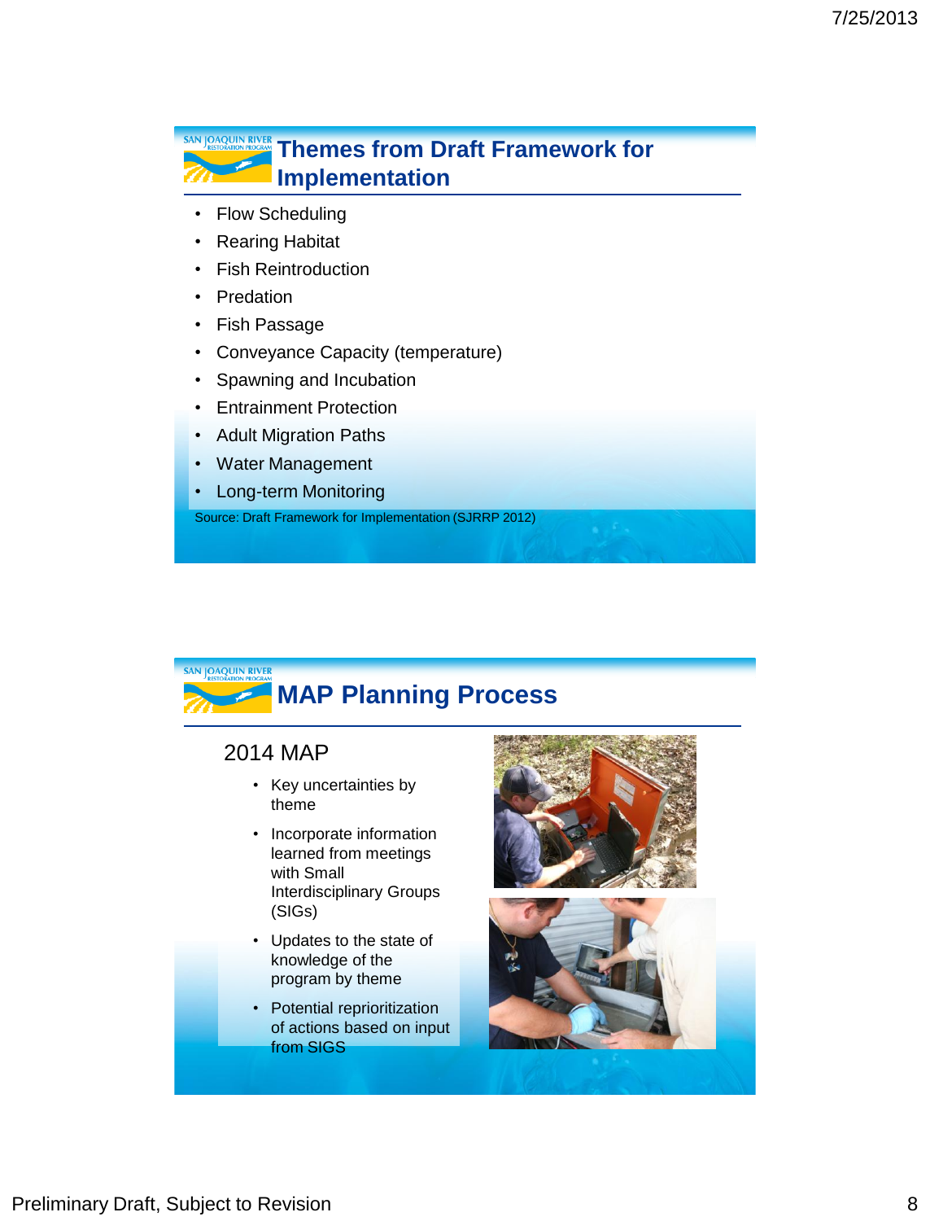## Themes from Draft Framework for Implementation

- Flow Scheduling
- Rearing Habitat
- Fish Reintroduction
- Predation
- Fish Passage
- Conveyance Capacity (temperature)
- Spawning and Incubation
- Entrainment Protection
- Adult Migration Paths
- Water Management
- Long-term Monitoring

Source: Draft Framework for Implementation (SJRRP 2012)

## MAP Planning Process

2014 MAP

- Key uncertainties by theme
- Incorporate information learned from meetings with Small Interdisciplinary Groups (SIGs)
- Updates to the state of knowledge of the program by theme
- Potential reprioritization of actions based on input from SIGS

Preliminary Draft, Subject to Revision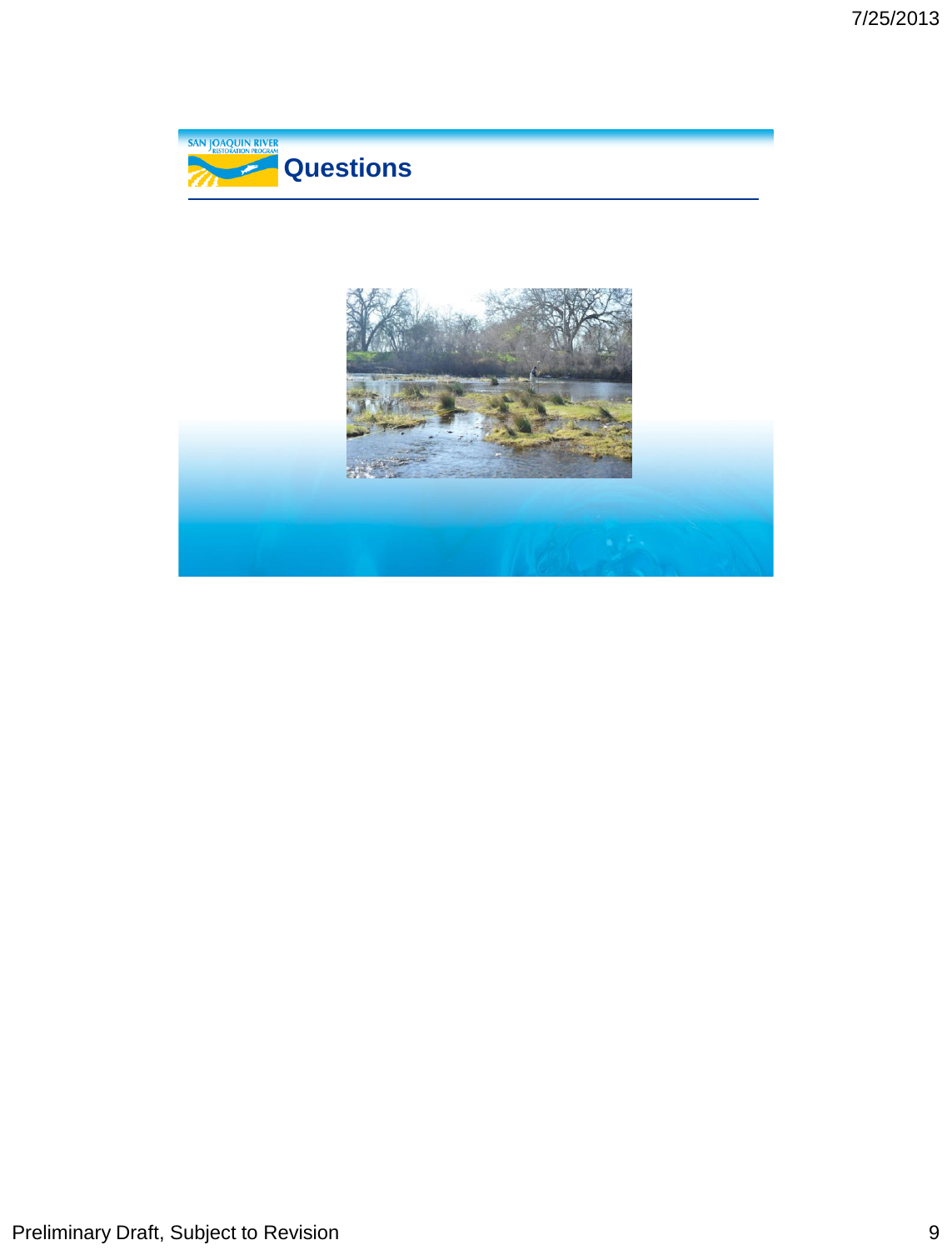SAN JOAQUIN RIVER RESTORATION PROGRAM

# Questions